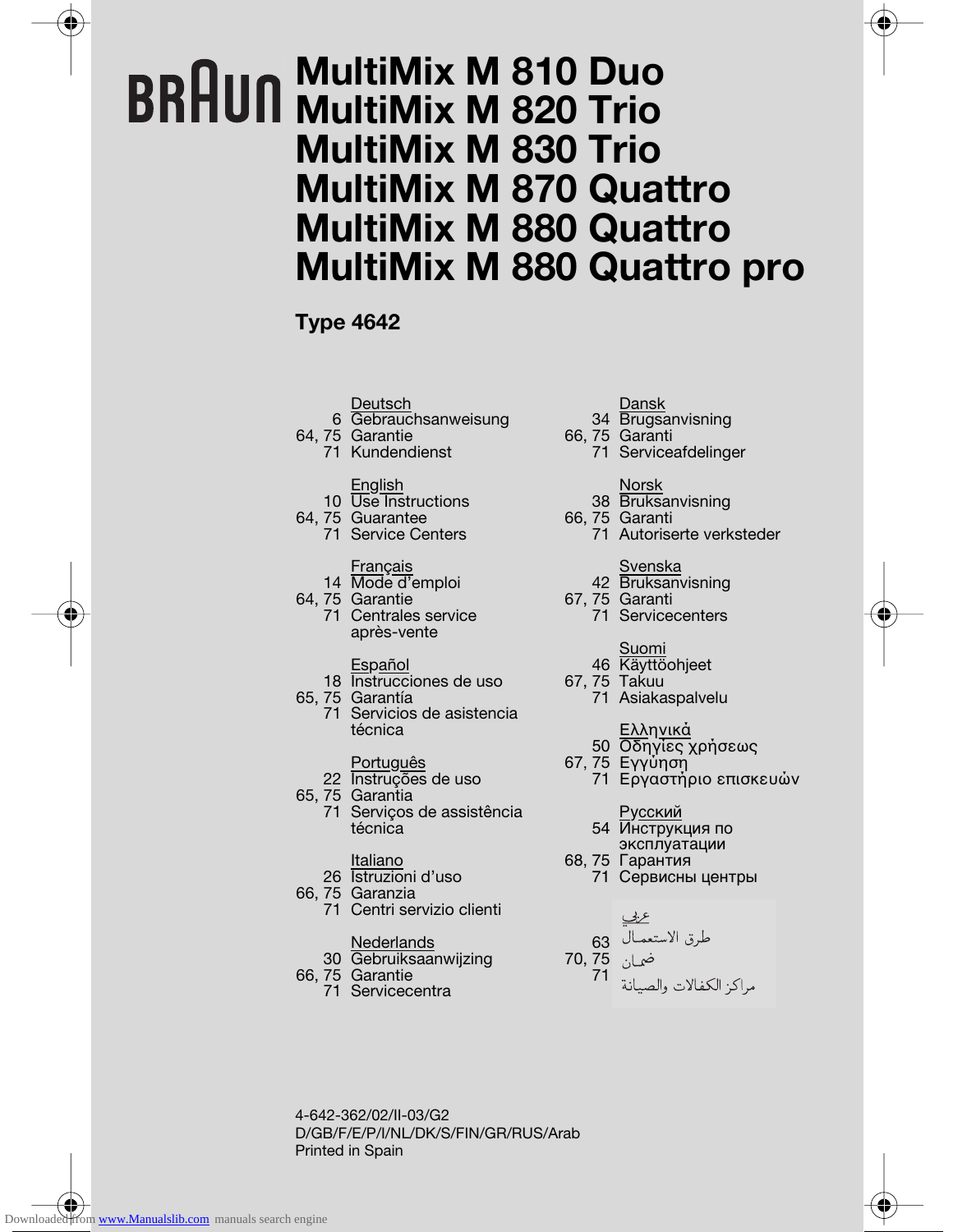# BRAUN

# MultiMix M 810 Duo
# MultiMix M 820 Trio
# MultiMix M 830 Trio
# MultiMix M 870 Quattro
# MultiMix M 880 Quattro
# MultiMix M 880 Quattro pro

**Type 4642**

Deutsch
6 Gebrauchsanweisung
64, 75 Garantie
71 Kundendienst

English
10 Use Instructions
64, 75 Guarantee
71 Service Centers

Français
14 Mode d'emploi
64, 75 Garantie
71 Centrales service après-vente

Español
18 Instrucciones de uso
65, 75 Garantía
71 Servicios de asistencia técnica

Português
22 Instruções de uso
65, 75 Garantia
71 Serviços de assistência técnica

Italiano
26 Istruzioni d'uso
66, 75 Garanzia
71 Centri servizio clienti

Nederlands
30 Gebruiksaanwijzing
66, 75 Garantie
71 Servicecentra

Dansk
34 Brugsanvisning
66, 75 Garanti
71 Serviceafdelinger

Norsk
38 Bruksanvisning
66, 75 Garanti
71 Autoriserte verksteder

Svenska
42 Bruksanvisning
67, 75 Garanti
71 Servicecenters

Suomi
46 Käyttöohjeet
67, 75 Takuu
71 Asiakaspalvelu

Ελληνικά
50 Οδηγίες χρήσεως
67, 75 Εγγύηση
71 Εργαστήριο επισκευών

Русский
54 Инструкция по эксплуатации
68, 75 Гарантия
71 Сервисны центры

عربي
63 طرق الاستعمال
70, 75 ضمان
71 مراكز الكفالات والصيانة

4-642-362/02/II-03/G2
D/GB/F/E/P/I/NL/DK/S/FIN/GR/RUS/Arab
Printed in Spain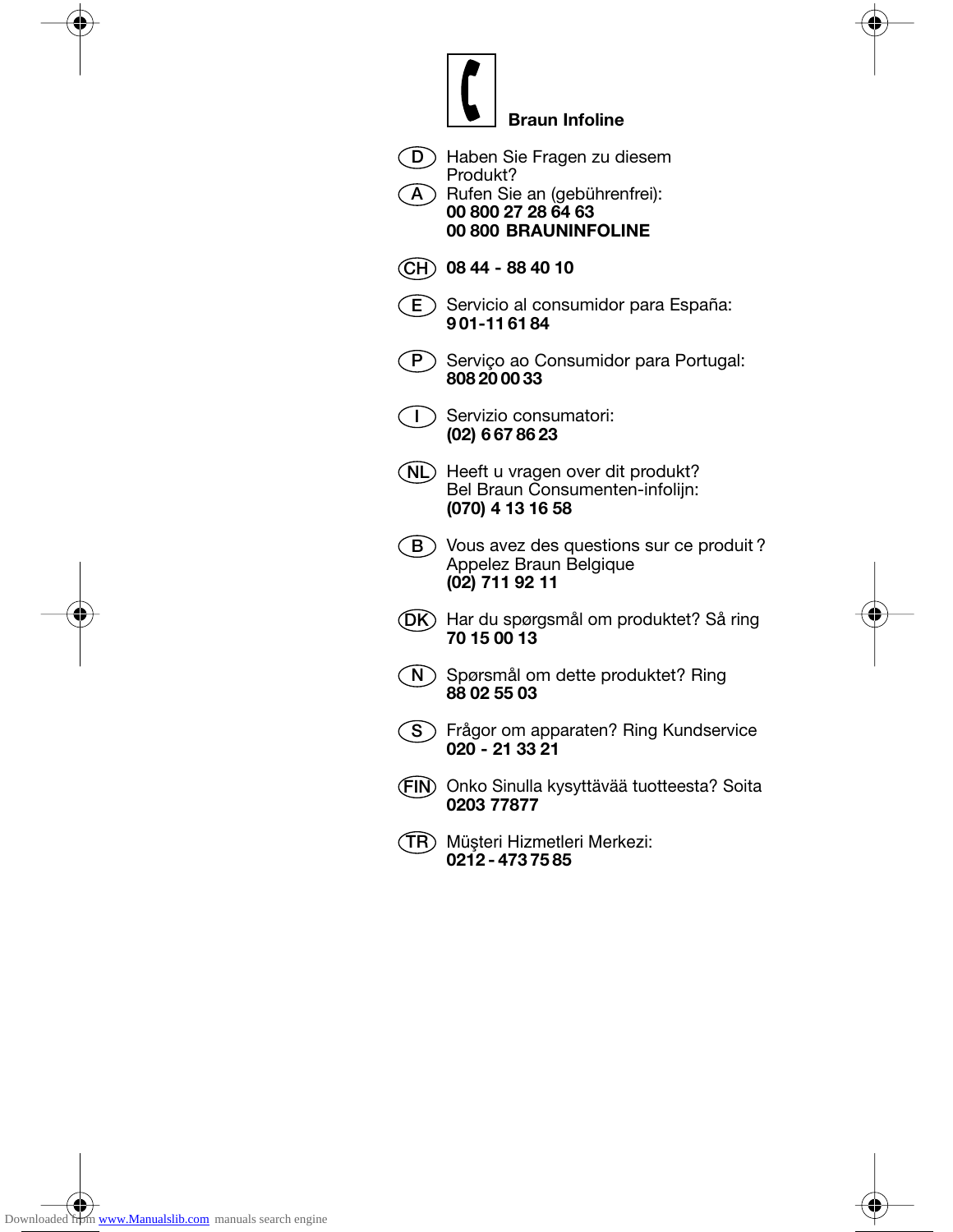**Braun Infoline**

D
A

Haben Sie Fragen zu diesem Produkt?
Rufen Sie an (gebührenfrei):
**00 800 27 28 64 63**
**00 800 BRAUNINFOLINE**

CH **08 44 - 88 40 10**

E Servicio al consumidor para España:
**9 01-11 61 84**

P Serviço ao Consumidor para Portugal:
**808 20 00 33**

I Servizio consumatori:
**(02) 6 67 86 23**

NL Heeft u vragen over dit produkt?
Bel Braun Consumenten-infolijn:
**(070) 4 13 16 58**

B Vous avez des questions sur ce produit ?
Appelez Braun Belgique
**(02) 711 92 11**

DK Har du spørgsmål om produktet? Så ring
**70 15 00 13**

N Spørsmål om dette produktet? Ring
**88 02 55 03**

S Frågor om apparaten? Ring Kundservice
**020 - 21 33 21**

FIN Onko Sinulla kysyttävää tuotteesta? Soita
**0203 77877**

TR Müşteri Hizmetleri Merkezi:
**0212 - 473 75 85**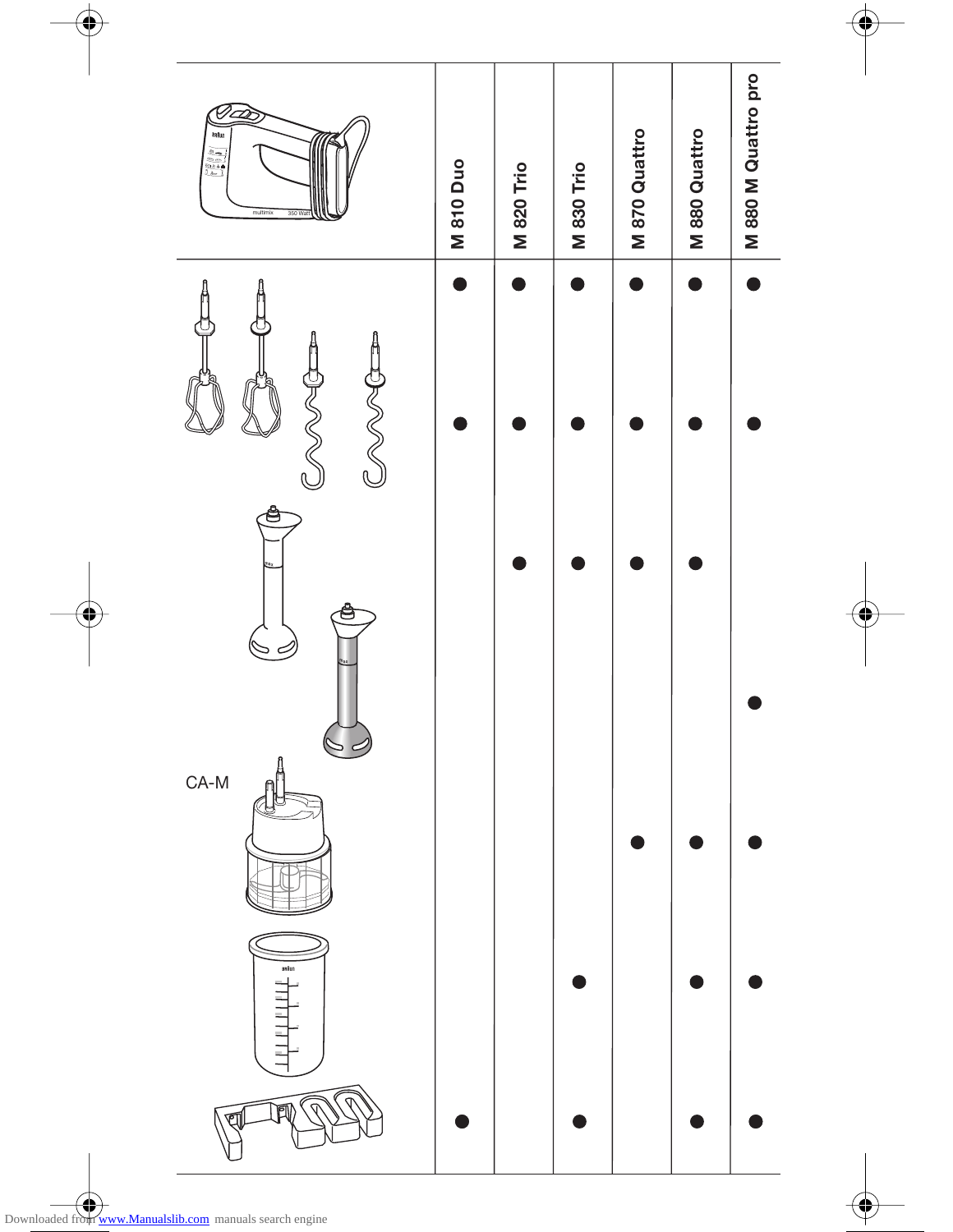| | M 810 Duo | M 820 Trio | M 830 Trio | M 870 Quattro | M 880 Quattro | M 880 M Quattro pro |
|---|---|---|---|---|---|---|
| | ● | ● | ● | ● | ● | ● |
| | ● | ● | ● | ● | ● | ● |
| | | ● | ● | ● | ● | |
| | | | | | | ● |
| CA-M | | | | ● | ● | ● |
| | | | ● | | ● | ● |
| | ● | | ● | | ● | ● |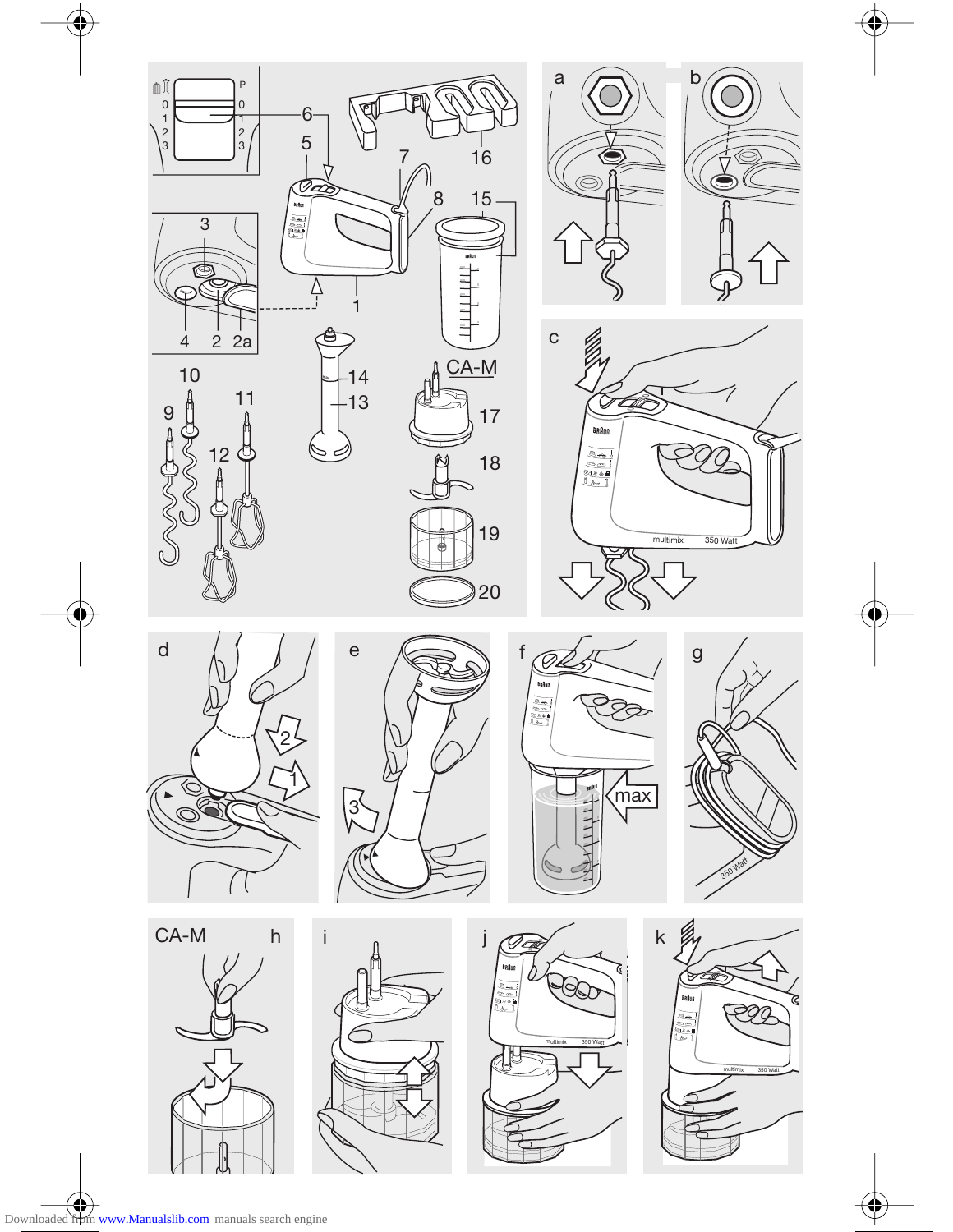P
0
1
2
3

6
5
7
8
16
15
3
1
4
2
2a
10
9
11
12
14
13
CA-M
17
18
19
20

a

b

c

multimix 350 Watt

d

2
1

e

3

f

max

g

350 Watt

CA-M h

i

j

multimix 350 Watt

k

multimix 350 Watt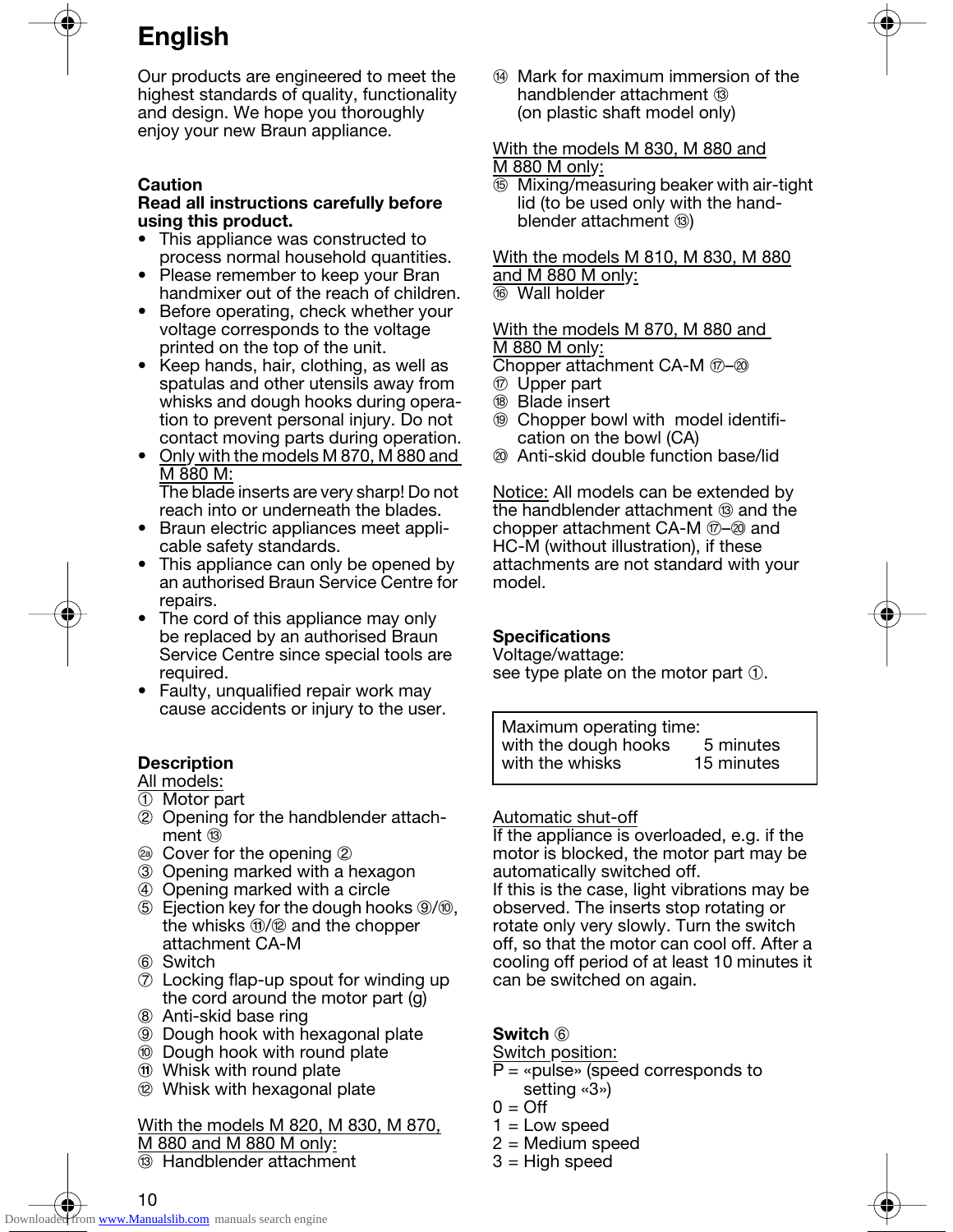# English

Our products are engineered to meet the highest standards of quality, functionality and design. We hope you thoroughly enjoy your new Braun appliance.

**Caution**
**Read all instructions carefully before using this product.**

- This appliance was constructed to process normal household quantities.
- Please remember to keep your Bran handmixer out of the reach of children.
- Before operating, check whether your voltage corresponds to the voltage printed on the top of the unit.
- Keep hands, hair, clothing, as well as spatulas and other utensils away from whisks and dough hooks during operation to prevent personal injury. Do not contact moving parts during operation.
- Only with the models M 870, M 880 and M 880 M:
  The blade inserts are very sharp! Do not reach into or underneath the blades.
- Braun electric appliances meet applicable safety standards.
- This appliance can only be opened by an authorised Braun Service Centre for repairs.
- The cord of this appliance may only be replaced by an authorised Braun Service Centre since special tools are required.
- Faulty, unqualified repair work may cause accidents or injury to the user.

**Description**
All models:

① Motor part
② Opening for the handblender attachment ⑬
②a Cover for the opening ②
③ Opening marked with a hexagon
④ Opening marked with a circle
⑤ Ejection key for the dough hooks ⑨/⑩, the whisks ⑪/⑫ and the chopper attachment CA-M
⑥ Switch
⑦ Locking flap-up spout for winding up the cord around the motor part (g)
⑧ Anti-skid base ring
⑨ Dough hook with hexagonal plate
⑩ Dough hook with round plate
⑪ Whisk with round plate
⑫ Whisk with hexagonal plate

With the models M 820, M 830, M 870, M 880 and M 880 M only:
⑬ Handblender attachment
⑭ Mark for maximum immersion of the handblender attachment ⑬ (on plastic shaft model only)

With the models M 830, M 880 and M 880 M only:
⑮ Mixing/measuring beaker with air-tight lid (to be used only with the handblender attachment ⑬)

With the models M 810, M 830, M 880 and M 880 M only:
⑯ Wall holder

With the models M 870, M 880 and M 880 M only:
Chopper attachment CA-M ⑰–⑳
⑰ Upper part
⑱ Blade insert
⑲ Chopper bowl with model identification on the bowl (CA)
⑳ Anti-skid double function base/lid

Notice: All models can be extended by the handblender attachment ⑬ and the chopper attachment CA-M ⑰–⑳ and HC-M (without illustration), if these attachments are not standard with your model.

**Specifications**
Voltage/wattage:
see type plate on the motor part ①.

| Maximum operating time: | |
|---|---|
| with the dough hooks | 5 minutes |
| with the whisks | 15 minutes |

Automatic shut-off
If the appliance is overloaded, e.g. if the motor is blocked, the motor part may be automatically switched off.
If this is the case, light vibrations may be observed. The inserts stop rotating or rotate only very slowly. Turn the switch off, so that the motor can cool off. After a cooling off period of at least 10 minutes it can be switched on again.

**Switch ⑥**
Switch position:
P = «pulse» (speed corresponds to setting «3»)
0 = Off
1 = Low speed
2 = Medium speed
3 = High speed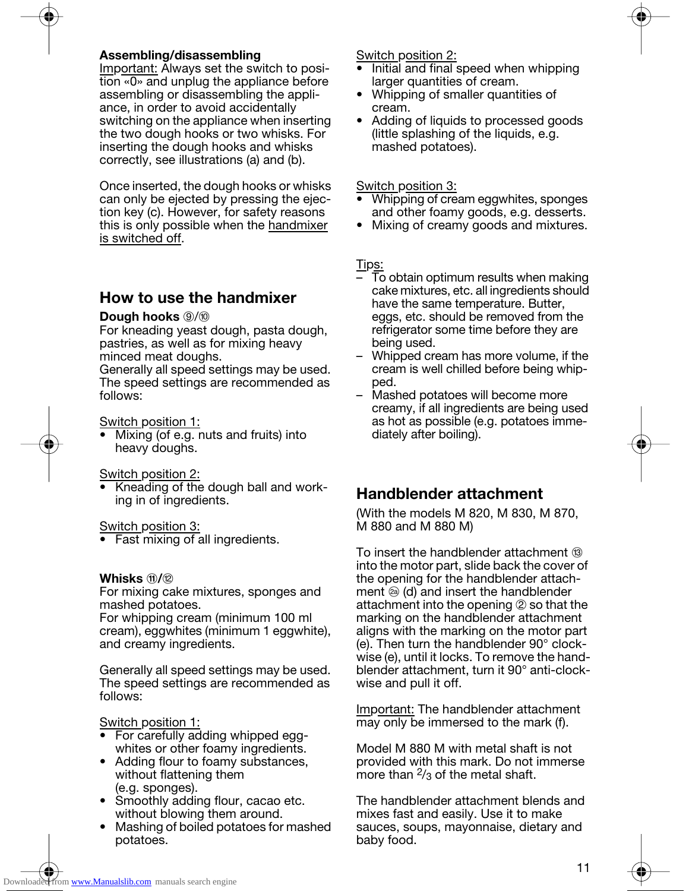**Assembling/disassembling**

Important: Always set the switch to position «0» and unplug the appliance before assembling or disassembling the appliance, in order to avoid accidentally switching on the appliance when inserting the two dough hooks or two whisks. For inserting the dough hooks and whisks correctly, see illustrations (a) and (b).

Once inserted, the dough hooks or whisks can only be ejected by pressing the ejection key (c). However, for safety reasons this is only possible when the handmixer is switched off.

## How to use the handmixer

**Dough hooks ⑨/⑩**

For kneading yeast dough, pasta dough, pastries, as well as for mixing heavy minced meat doughs.

Generally all speed settings may be used. The speed settings are recommended as follows:

Switch position 1:

- Mixing (of e.g. nuts and fruits) into heavy doughs.

Switch position 2:

- Kneading of the dough ball and working in of ingredients.

Switch position 3:

- Fast mixing of all ingredients.

**Whisks ⑪/⑫**

For mixing cake mixtures, sponges and mashed potatoes.

For whipping cream (minimum 100 ml cream), eggwhites (minimum 1 eggwhite), and creamy ingredients.

Generally all speed settings may be used. The speed settings are recommended as follows:

Switch position 1:

- For carefully adding whipped eggwhites or other foamy ingredients.
- Adding flour to foamy substances, without flattening them (e.g. sponges).
- Smoothly adding flour, cacao etc. without blowing them around.
- Mashing of boiled potatoes for mashed potatoes.

Switch position 2:

- Initial and final speed when whipping larger quantities of cream.
- Whipping of smaller quantities of cream.
- Adding of liquids to processed goods (little splashing of the liquids, e.g. mashed potatoes).

Switch position 3:

- Whipping of cream eggwhites, sponges and other foamy goods, e.g. desserts.
- Mixing of creamy goods and mixtures.

Tips:

- To obtain optimum results when making cake mixtures, etc. all ingredients should have the same temperature. Butter, eggs, etc. should be removed from the refrigerator some time before they are being used.
- Whipped cream has more volume, if the cream is well chilled before being whipped.
- Mashed potatoes will become more creamy, if all ingredients are being used as hot as possible (e.g. potatoes immediately after boiling).

## Handblender attachment

(With the models M 820, M 830, M 870, M 880 and M 880 M)

To insert the handblender attachment ⑬ into the motor part, slide back the cover of the opening for the handblender attachment ②a (d) and insert the handblender attachment into the opening ② so that the marking on the handblender attachment aligns with the marking on the motor part (e). Then turn the handblender 90° clockwise (e), until it locks. To remove the handblender attachment, turn it 90° anti-clockwise and pull it off.

Important: The handblender attachment may only be immersed to the mark (f).

Model M 880 M with metal shaft is not provided with this mark. Do not immerse more than $^{2}/_{3}$ of the metal shaft.

The handblender attachment blends and mixes fast and easily. Use it to make sauces, soups, mayonnaise, dietary and baby food.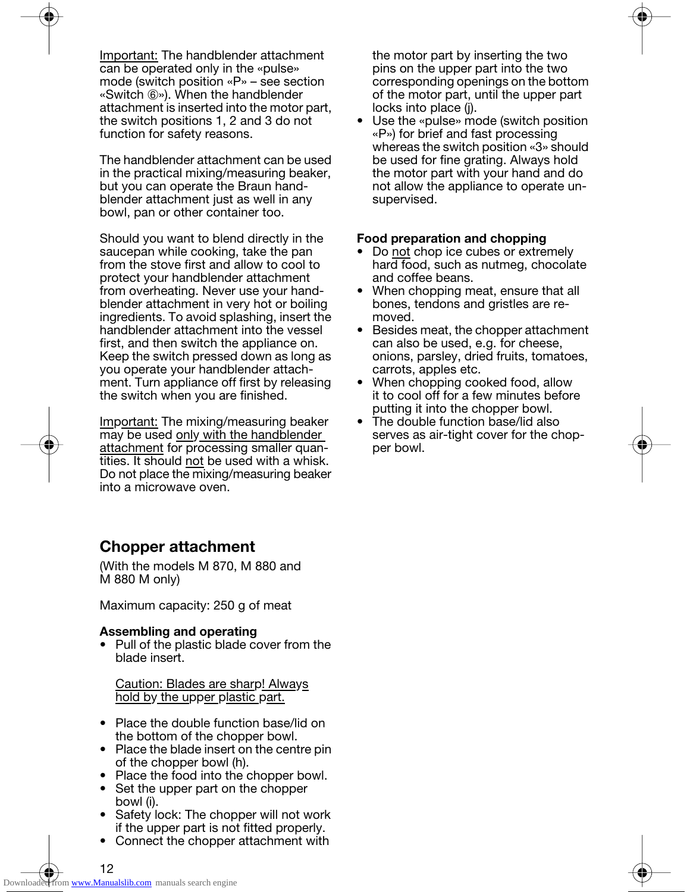Important: The handblender attachment can be operated only in the «pulse» mode (switch position «P» – see section «Switch ⑥»). When the handblender attachment is inserted into the motor part, the switch positions 1, 2 and 3 do not function for safety reasons.

The handblender attachment can be used in the practical mixing/measuring beaker, but you can operate the Braun handblender attachment just as well in any bowl, pan or other container too.

Should you want to blend directly in the saucepan while cooking, take the pan from the stove first and allow to cool to protect your handblender attachment from overheating. Never use your handblender attachment in very hot or boiling ingredients. To avoid splashing, insert the handblender attachment into the vessel first, and then switch the appliance on. Keep the switch pressed down as long as you operate your handblender attachment. Turn appliance off first by releasing the switch when you are finished.

Important: The mixing/measuring beaker may be used only with the handblender attachment for processing smaller quantities. It should not be used with a whisk. Do not place the mixing/measuring beaker into a microwave oven.

## Chopper attachment

(With the models M 870, M 880 and M 880 M only)

Maximum capacity: 250 g of meat

### Assembling and operating

- Pull of the plastic blade cover from the blade insert.

  Caution: Blades are sharp! Always hold by the upper plastic part.

- Place the double function base/lid on the bottom of the chopper bowl.
- Place the blade insert on the centre pin of the chopper bowl (h).
- Place the food into the chopper bowl.
- Set the upper part on the chopper bowl (i).
- Safety lock: The chopper will not work if the upper part is not fitted properly.
- Connect the chopper attachment with the motor part by inserting the two pins on the upper part into the two corresponding openings on the bottom of the motor part, until the upper part locks into place (j).
- Use the «pulse» mode (switch position «P») for brief and fast processing whereas the switch position «3» should be used for fine grating. Always hold the motor part with your hand and do not allow the appliance to operate unsupervised.

### Food preparation and chopping

- Do not chop ice cubes or extremely hard food, such as nutmeg, chocolate and coffee beans.
- When chopping meat, ensure that all bones, tendons and gristles are removed.
- Besides meat, the chopper attachment can also be used, e.g. for cheese, onions, parsley, dried fruits, tomatoes, carrots, apples etc.
- When chopping cooked food, allow it to cool off for a few minutes before putting it into the chopper bowl.
- The double function base/lid also serves as air-tight cover for the chopper bowl.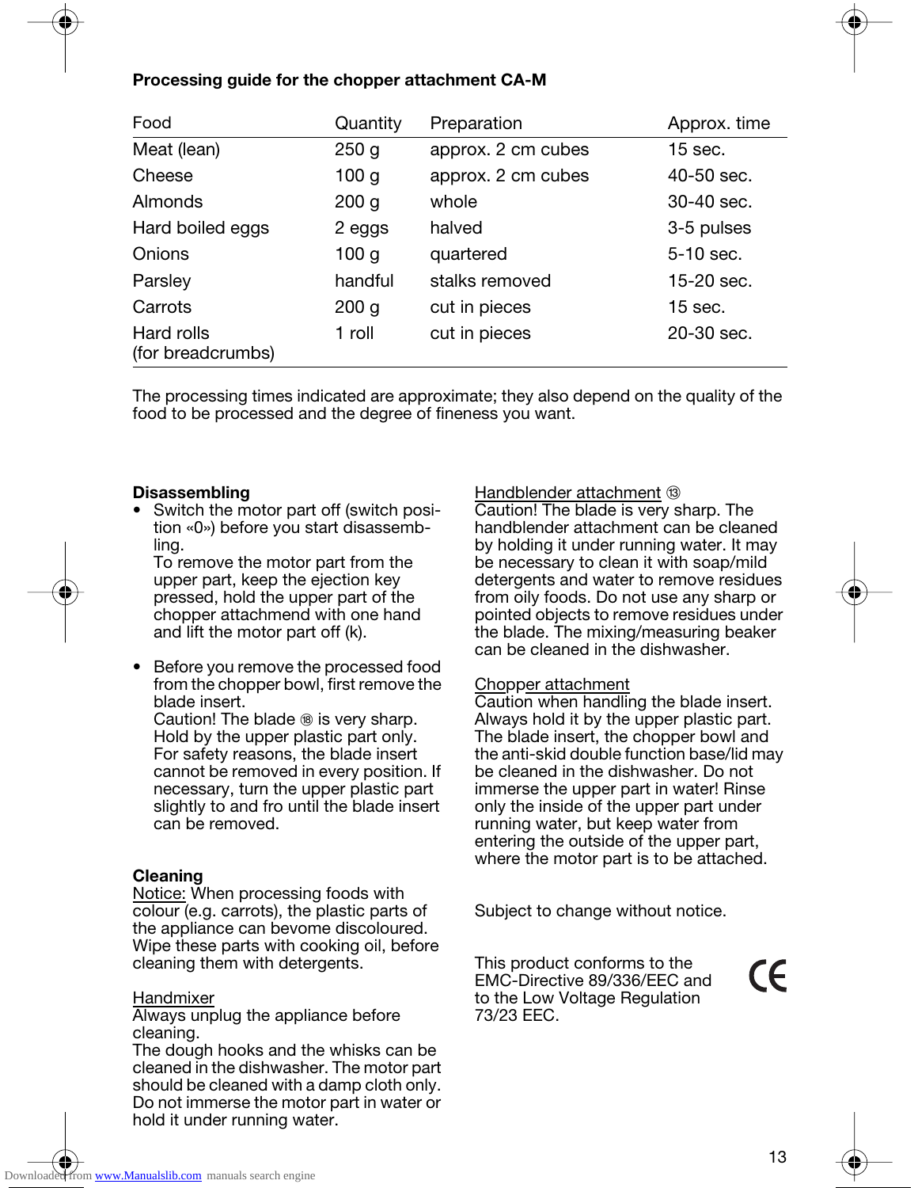**Processing guide for the chopper attachment CA-M**

| Food | Quantity | Preparation | Approx. time |
|---|---|---|---|
| Meat (lean) | 250 g | approx. 2 cm cubes | 15 sec. |
| Cheese | 100 g | approx. 2 cm cubes | 40-50 sec. |
| Almonds | 200 g | whole | 30-40 sec. |
| Hard boiled eggs | 2 eggs | halved | 3-5 pulses |
| Onions | 100 g | quartered | 5-10 sec. |
| Parsley | handful | stalks removed | 15-20 sec. |
| Carrots | 200 g | cut in pieces | 15 sec. |
| Hard rolls (for breadcrumbs) | 1 roll | cut in pieces | 20-30 sec. |

The processing times indicated are approximate; they also depend on the quality of the food to be processed and the degree of fineness you want.

**Disassembling**

- Switch the motor part off (switch position «0») before you start disassembling.
  To remove the motor part from the upper part, keep the ejection key pressed, hold the upper part of the chopper attachmend with one hand and lift the motor part off (k).
- Before you remove the processed food from the chopper bowl, first remove the blade insert.
  Caution! The blade ⑱ is very sharp. Hold by the upper plastic part only. For safety reasons, the blade insert cannot be removed in every position. If necessary, turn the upper plastic part slightly to and fro until the blade insert can be removed.

**Cleaning**

Notice: When processing foods with colour (e.g. carrots), the plastic parts of the appliance can bevome discoloured. Wipe these parts with cooking oil, before cleaning them with detergents.

Handmixer
Always unplug the appliance before cleaning.
The dough hooks and the whisks can be cleaned in the dishwasher. The motor part should be cleaned with a damp cloth only. Do not immerse the motor part in water or hold it under running water.

Handblender attachment ⑬
Caution! The blade is very sharp. The handblender attachment can be cleaned by holding it under running water. It may be necessary to clean it with soap/mild detergents and water to remove residues from oily foods. Do not use any sharp or pointed objects to remove residues under the blade. The mixing/measuring beaker can be cleaned in the dishwasher.

Chopper attachment
Caution when handling the blade insert. Always hold it by the upper plastic part. The blade insert, the chopper bowl and the anti-skid double function base/lid may be cleaned in the dishwasher. Do not immerse the upper part in water! Rinse only the inside of the upper part under running water, but keep water from entering the outside of the upper part, where the motor part is to be attached.

Subject to change without notice.

This product conforms to the EMC-Directive 89/336/EEC and to the Low Voltage Regulation 73/23 EEC.

CE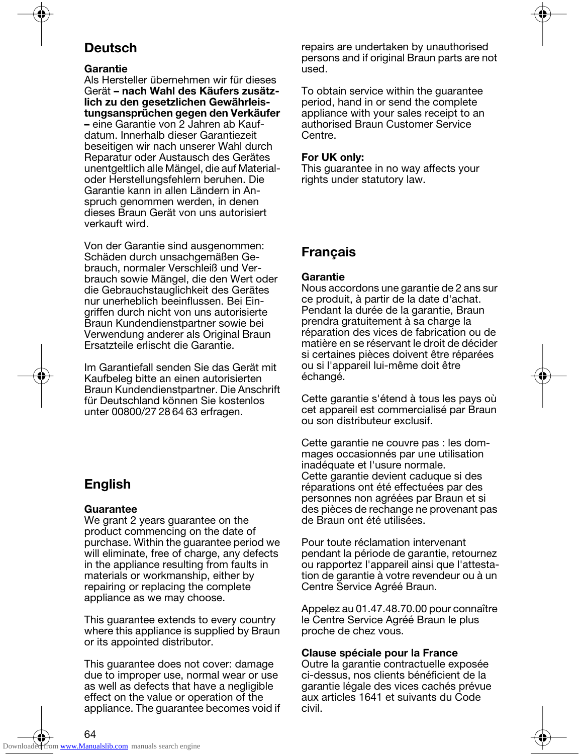## Deutsch

**Garantie**

Als Hersteller übernehmen wir für dieses Gerät **– nach Wahl des Käufers zusätzlich zu den gesetzlichen Gewährleistungsansprüchen gegen den Verkäufer –** eine Garantie von 2 Jahren ab Kaufdatum. Innerhalb dieser Garantiezeit beseitigen wir nach unserer Wahl durch Reparatur oder Austausch des Gerätes unentgeltlich alle Mängel, die auf Material- oder Herstellungsfehlern beruhen. Die Garantie kann in allen Ländern in Anspruch genommen werden, in denen dieses Braun Gerät von uns autorisiert verkauft wird.

Von der Garantie sind ausgenommen: Schäden durch unsachgemäßen Gebrauch, normaler Verschleiß und Verbrauch sowie Mängel, die den Wert oder die Gebrauchstauglichkeit des Gerätes nur unerheblich beeinflussen. Bei Eingriffen durch nicht von uns autorisierte Braun Kundendienstpartner sowie bei Verwendung anderer als Original Braun Ersatzteile erlischt die Garantie.

Im Garantiefall senden Sie das Gerät mit Kaufbeleg bitte an einen autorisierten Braun Kundendienstpartner. Die Anschrift für Deutschland können Sie kostenlos unter 00800/27 28 64 63 erfragen.

## English

**Guarantee**

We grant 2 years guarantee on the product commencing on the date of purchase. Within the guarantee period we will eliminate, free of charge, any defects in the appliance resulting from faults in materials or workmanship, either by repairing or replacing the complete appliance as we may choose.

This guarantee extends to every country where this appliance is supplied by Braun or its appointed distributor.

This guarantee does not cover: damage due to improper use, normal wear or use as well as defects that have a negligible effect on the value or operation of the appliance. The guarantee becomes void if repairs are undertaken by unauthorised persons and if original Braun parts are not used.

To obtain service within the guarantee period, hand in or send the complete appliance with your sales receipt to an authorised Braun Customer Service Centre.

**For UK only:**

This guarantee in no way affects your rights under statutory law.

## Français

**Garantie**

Nous accordons une garantie de 2 ans sur ce produit, à partir de la date d'achat. Pendant la durée de la garantie, Braun prendra gratuitement à sa charge la réparation des vices de fabrication ou de matière en se réservant le droit de décider si certaines pièces doivent être réparées ou si l'appareil lui-même doit être échangé.

Cette garantie s'étend à tous les pays où cet appareil est commercialisé par Braun ou son distributeur exclusif.

Cette garantie ne couvre pas : les dommages occasionnés par une utilisation inadéquate et l'usure normale.
Cette garantie devient caduque si des réparations ont été effectuées par des personnes non agréées par Braun et si des pièces de rechange ne provenant pas de Braun ont été utilisées.

Pour toute réclamation intervenant pendant la période de garantie, retournez ou rapportez l'appareil ainsi que l'attestation de garantie à votre revendeur ou à un Centre Service Agréé Braun.

Appelez au 01.47.48.70.00 pour connaître le Centre Service Agréé Braun le plus proche de chez vous.

**Clause spéciale pour la France**

Outre la garantie contractuelle exposée ci-dessus, nos clients bénéficient de la garantie légale des vices cachés prévue aux articles 1641 et suivants du Code civil.